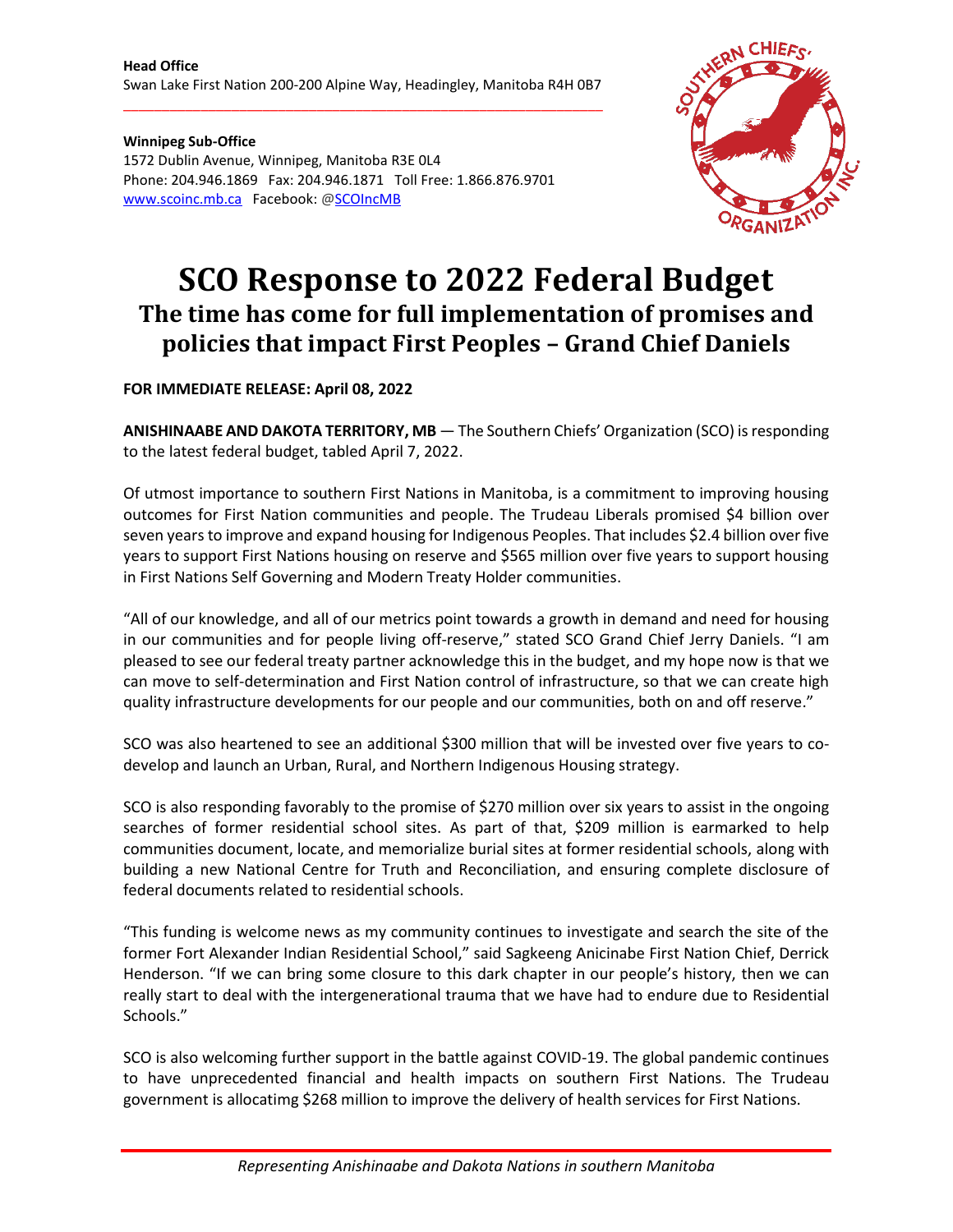**Head Office**
Swan Lake First Nation 200-200 Alpine Way, Headingley, Manitoba R4H 0B7

**Winnipeg Sub-Office**
1572 Dublin Avenue, Winnipeg, Manitoba R3E 0L4
Phone: 204.946.1869 Fax: 204.946.1871 Toll Free: 1.866.876.9701
www.scoinc.mb.ca Facebook: @SCOIncMB

# SCO Response to 2022 Federal Budget

## The time has come for full implementation of promises and policies that impact First Peoples – Grand Chief Daniels

**FOR IMMEDIATE RELEASE: April 08, 2022**

**ANISHINAABE AND DAKOTA TERRITORY, MB** — The Southern Chiefs' Organization (SCO) is responding to the latest federal budget, tabled April 7, 2022.

Of utmost importance to southern First Nations in Manitoba, is a commitment to improving housing outcomes for First Nation communities and people. The Trudeau Liberals promised $4 billion over seven years to improve and expand housing for Indigenous Peoples. That includes $2.4 billion over five years to support First Nations housing on reserve and $565 million over five years to support housing in First Nations Self Governing and Modern Treaty Holder communities.

"All of our knowledge, and all of our metrics point towards a growth in demand and need for housing in our communities and for people living off-reserve," stated SCO Grand Chief Jerry Daniels. "I am pleased to see our federal treaty partner acknowledge this in the budget, and my hope now is that we can move to self-determination and First Nation control of infrastructure, so that we can create high quality infrastructure developments for our people and our communities, both on and off reserve."

SCO was also heartened to see an additional $300 million that will be invested over five years to co-develop and launch an Urban, Rural, and Northern Indigenous Housing strategy.

SCO is also responding favorably to the promise of $270 million over six years to assist in the ongoing searches of former residential school sites. As part of that, $209 million is earmarked to help communities document, locate, and memorialize burial sites at former residential schools, along with building a new National Centre for Truth and Reconciliation, and ensuring complete disclosure of federal documents related to residential schools.

"This funding is welcome news as my community continues to investigate and search the site of the former Fort Alexander Indian Residential School," said Sagkeeng Anicinabe First Nation Chief, Derrick Henderson. "If we can bring some closure to this dark chapter in our people's history, then we can really start to deal with the intergenerational trauma that we have had to endure due to Residential Schools."

SCO is also welcoming further support in the battle against COVID-19. The global pandemic continues to have unprecedented financial and health impacts on southern First Nations. The Trudeau government is allocatimg $268 million to improve the delivery of health services for First Nations.

*Representing Anishinaabe and Dakota Nations in southern Manitoba*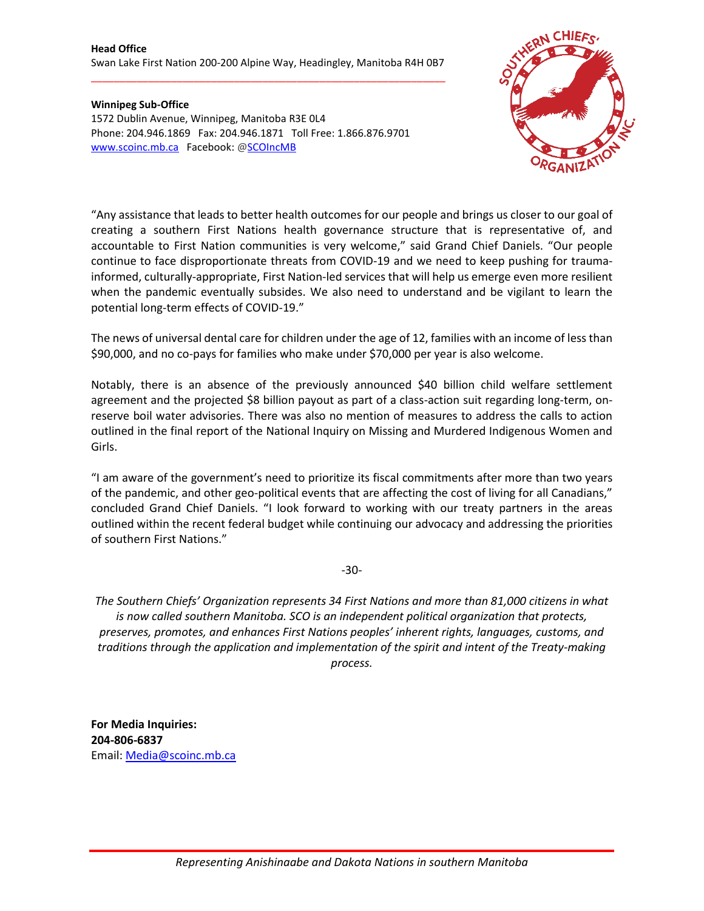**Head Office**
Swan Lake First Nation 200-200 Alpine Way, Headingley, Manitoba R4H 0B7

**Winnipeg Sub-Office**
1572 Dublin Avenue, Winnipeg, Manitoba R3E 0L4
Phone: 204.946.1869 Fax: 204.946.1871 Toll Free: 1.866.876.9701
www.scoinc.mb.ca Facebook: @SCOIncMB

"Any assistance that leads to better health outcomes for our people and brings us closer to our goal of creating a southern First Nations health governance structure that is representative of, and accountable to First Nation communities is very welcome," said Grand Chief Daniels. "Our people continue to face disproportionate threats from COVID-19 and we need to keep pushing for trauma-informed, culturally-appropriate, First Nation-led services that will help us emerge even more resilient when the pandemic eventually subsides. We also need to understand and be vigilant to learn the potential long-term effects of COVID-19."

The news of universal dental care for children under the age of 12, families with an income of less than $90,000, and no co-pays for families who make under $70,000 per year is also welcome.

Notably, there is an absence of the previously announced $40 billion child welfare settlement agreement and the projected $8 billion payout as part of a class-action suit regarding long-term, on-reserve boil water advisories. There was also no mention of measures to address the calls to action outlined in the final report of the National Inquiry on Missing and Murdered Indigenous Women and Girls.

"I am aware of the government's need to prioritize its fiscal commitments after more than two years of the pandemic, and other geo-political events that are affecting the cost of living for all Canadians," concluded Grand Chief Daniels. "I look forward to working with our treaty partners in the areas outlined within the recent federal budget while continuing our advocacy and addressing the priorities of southern First Nations."

-30-

*The Southern Chiefs' Organization represents 34 First Nations and more than 81,000 citizens in what is now called southern Manitoba. SCO is an independent political organization that protects, preserves, promotes, and enhances First Nations peoples' inherent rights, languages, customs, and traditions through the application and implementation of the spirit and intent of the Treaty-making process.*

**For Media Inquiries:**
**204-806-6837**
Email: Media@scoinc.mb.ca

*Representing Anishinaabe and Dakota Nations in southern Manitoba*